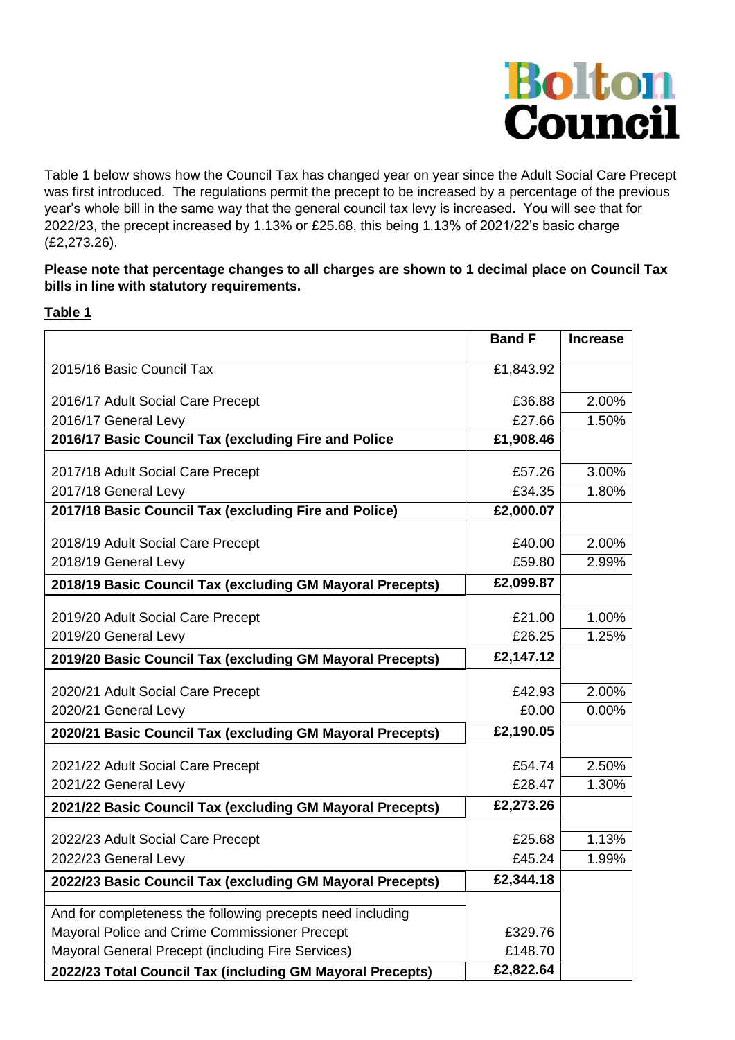Bolton Council

Table 1 below shows how the Council Tax has changed year on year since the Adult Social Care Precept was first introduced. The regulations permit the precept to be increased by a percentage of the previous year's whole bill in the same way that the general council tax levy is increased. You will see that for 2022/23, the precept increased by 1.13% or £25.68, this being 1.13% of 2021/22's basic charge (£2,273.26).

**Please note that percentage changes to all charges are shown to 1 decimal place on Council Tax bills in line with statutory requirements.**

**Table 1**

| | **Band F** | **Increase** |
|---|---|---|
| 2015/16 Basic Council Tax | £1,843.92 | |
| 2016/17 Adult Social Care Precept | £36.88 | 2.00% |
| 2016/17 General Levy | £27.66 | 1.50% |
| **2016/17 Basic Council Tax (excluding Fire and Police** | **£1,908.46** | |
| 2017/18 Adult Social Care Precept | £57.26 | 3.00% |
| 2017/18 General Levy | £34.35 | 1.80% |
| **2017/18 Basic Council Tax (excluding Fire and Police)** | **£2,000.07** | |
| 2018/19 Adult Social Care Precept | £40.00 | 2.00% |
| 2018/19 General Levy | £59.80 | 2.99% |
| **2018/19 Basic Council Tax (excluding GM Mayoral Precepts)** | **£2,099.87** | |
| 2019/20 Adult Social Care Precept | £21.00 | 1.00% |
| 2019/20 General Levy | £26.25 | 1.25% |
| **2019/20 Basic Council Tax (excluding GM Mayoral Precepts)** | **£2,147.12** | |
| 2020/21 Adult Social Care Precept | £42.93 | 2.00% |
| 2020/21 General Levy | £0.00 | 0.00% |
| **2020/21 Basic Council Tax (excluding GM Mayoral Precepts)** | **£2,190.05** | |
| 2021/22 Adult Social Care Precept | £54.74 | 2.50% |
| 2021/22 General Levy | £28.47 | 1.30% |
| **2021/22 Basic Council Tax (excluding GM Mayoral Precepts)** | **£2,273.26** | |
| 2022/23 Adult Social Care Precept | £25.68 | 1.13% |
| 2022/23 General Levy | £45.24 | 1.99% |
| **2022/23 Basic Council Tax (excluding GM Mayoral Precepts)** | **£2,344.18** | |
| And for completeness the following precepts need including | | |
| Mayoral Police and Crime Commissioner Precept | £329.76 | |
| Mayoral General Precept (including Fire Services) | £148.70 | |
| **2022/23 Total Council Tax (including GM Mayoral Precepts)** | **£2,822.64** | |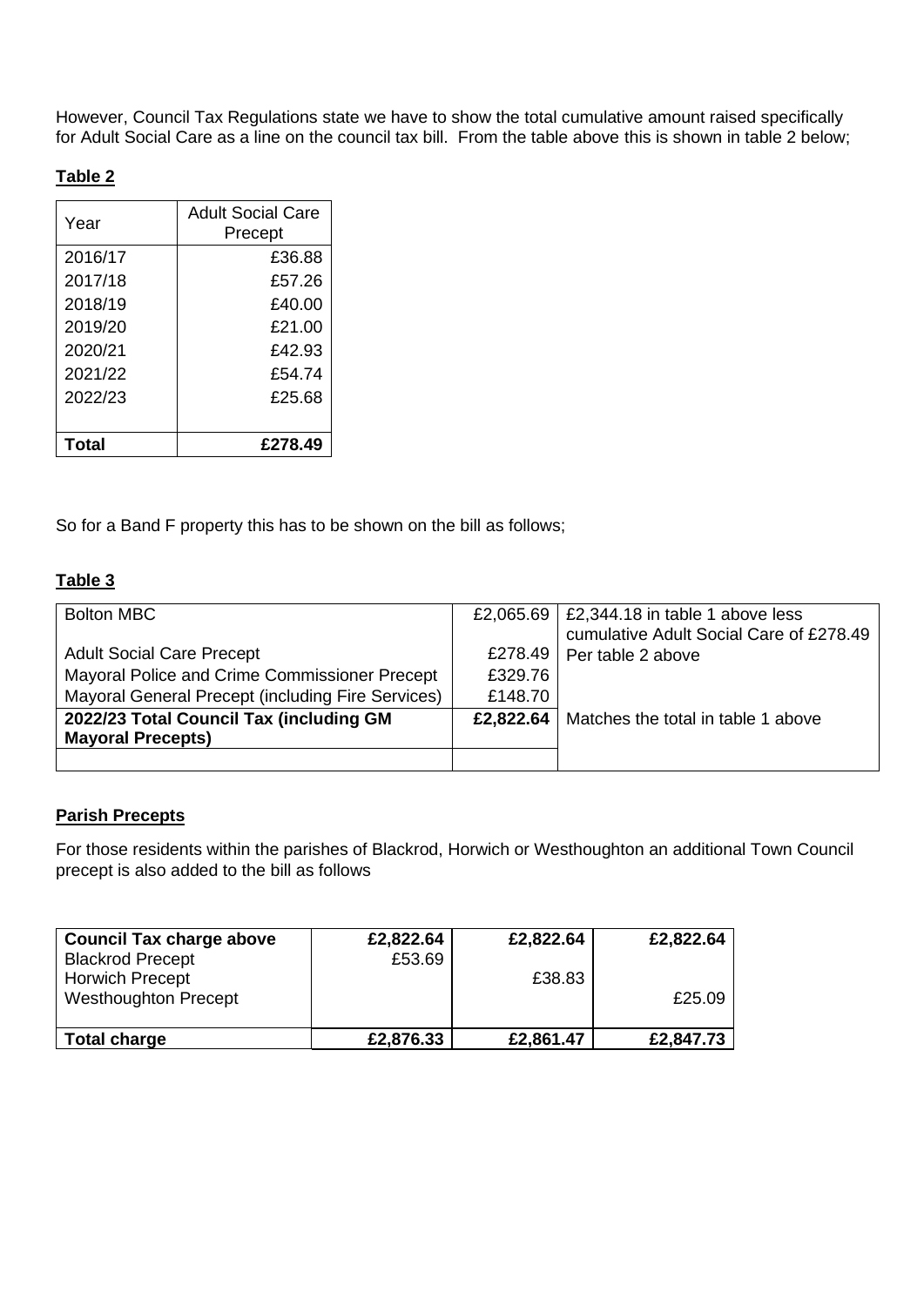However, Council Tax Regulations state we have to show the total cumulative amount raised specifically for Adult Social Care as a line on the council tax bill. From the table above this is shown in table 2 below;

**Table 2**

| Year | Adult Social Care Precept |
|---|---|
| 2016/17 | £36.88 |
| 2017/18 | £57.26 |
| 2018/19 | £40.00 |
| 2019/20 | £21.00 |
| 2020/21 | £42.93 |
| 2021/22 | £54.74 |
| 2022/23 | £25.68 |
| **Total** | **£278.49** |

So for a Band F property this has to be shown on the bill as follows;

**Table 3**

| | | |
|---|---|---|
| Bolton MBC | £2,065.69 | £2,344.18 in table 1 above less cumulative Adult Social Care of £278.49 |
| Adult Social Care Precept | £278.49 | Per table 2 above |
| Mayoral Police and Crime Commissioner Precept | £329.76 | |
| Mayoral General Precept (including Fire Services) | £148.70 | |
| **2022/23 Total Council Tax (including GM Mayoral Precepts)** | **£2,822.64** | Matches the total in table 1 above |

**Parish Precepts**

For those residents within the parishes of Blackrod, Horwich or Westhoughton an additional Town Council precept is also added to the bill as follows

| | | | |
|---|---|---|---|
| **Council Tax charge above** | **£2,822.64** | **£2,822.64** | **£2,822.64** |
| Blackrod Precept | £53.69 | | |
| Horwich Precept | | £38.83 | |
| Westhoughton Precept | | | £25.09 |
| **Total charge** | **£2,876.33** | **£2,861.47** | **£2,847.73** |